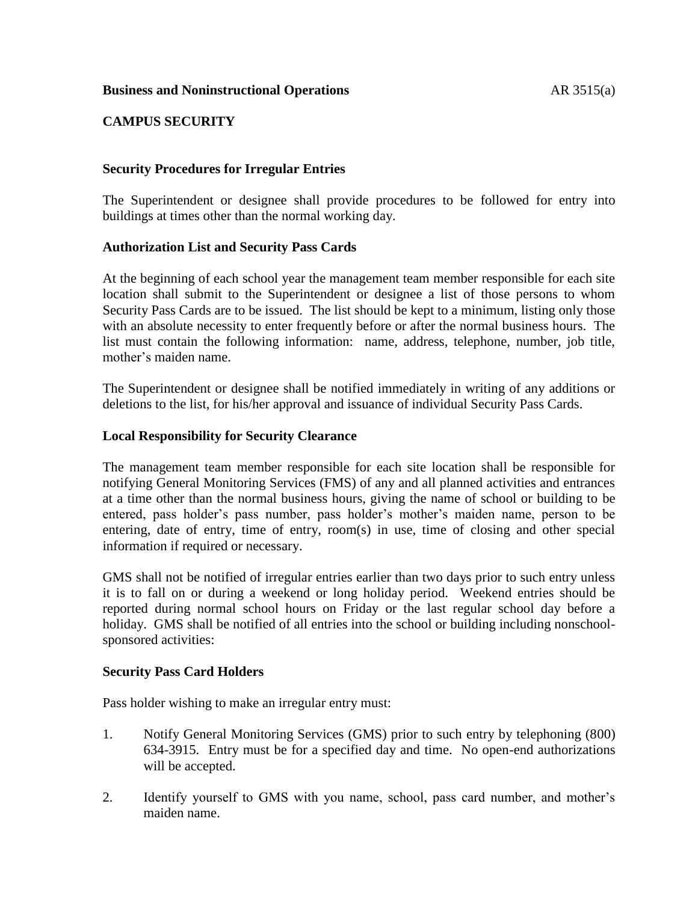**Business and Noninstructional Operations** AR 3515(a)

## CAMPUS SECURITY

### Security Procedures for Irregular Entries

The Superintendent or designee shall provide procedures to be followed for entry into buildings at times other than the normal working day.

### Authorization List and Security Pass Cards

At the beginning of each school year the management team member responsible for each site location shall submit to the Superintendent or designee a list of those persons to whom Security Pass Cards are to be issued. The list should be kept to a minimum, listing only those with an absolute necessity to enter frequently before or after the normal business hours. The list must contain the following information: name, address, telephone, number, job title, mother's maiden name.

The Superintendent or designee shall be notified immediately in writing of any additions or deletions to the list, for his/her approval and issuance of individual Security Pass Cards.

### Local Responsibility for Security Clearance

The management team member responsible for each site location shall be responsible for notifying General Monitoring Services (FMS) of any and all planned activities and entrances at a time other than the normal business hours, giving the name of school or building to be entered, pass holder's pass number, pass holder's mother's maiden name, person to be entering, date of entry, time of entry, room(s) in use, time of closing and other special information if required or necessary.

GMS shall not be notified of irregular entries earlier than two days prior to such entry unless it is to fall on or during a weekend or long holiday period. Weekend entries should be reported during normal school hours on Friday or the last regular school day before a holiday. GMS shall be notified of all entries into the school or building including nonschool-sponsored activities:

### Security Pass Card Holders

Pass holder wishing to make an irregular entry must:

1. Notify General Monitoring Services (GMS) prior to such entry by telephoning (800) 634-3915. Entry must be for a specified day and time. No open-end authorizations will be accepted.

2. Identify yourself to GMS with you name, school, pass card number, and mother's maiden name.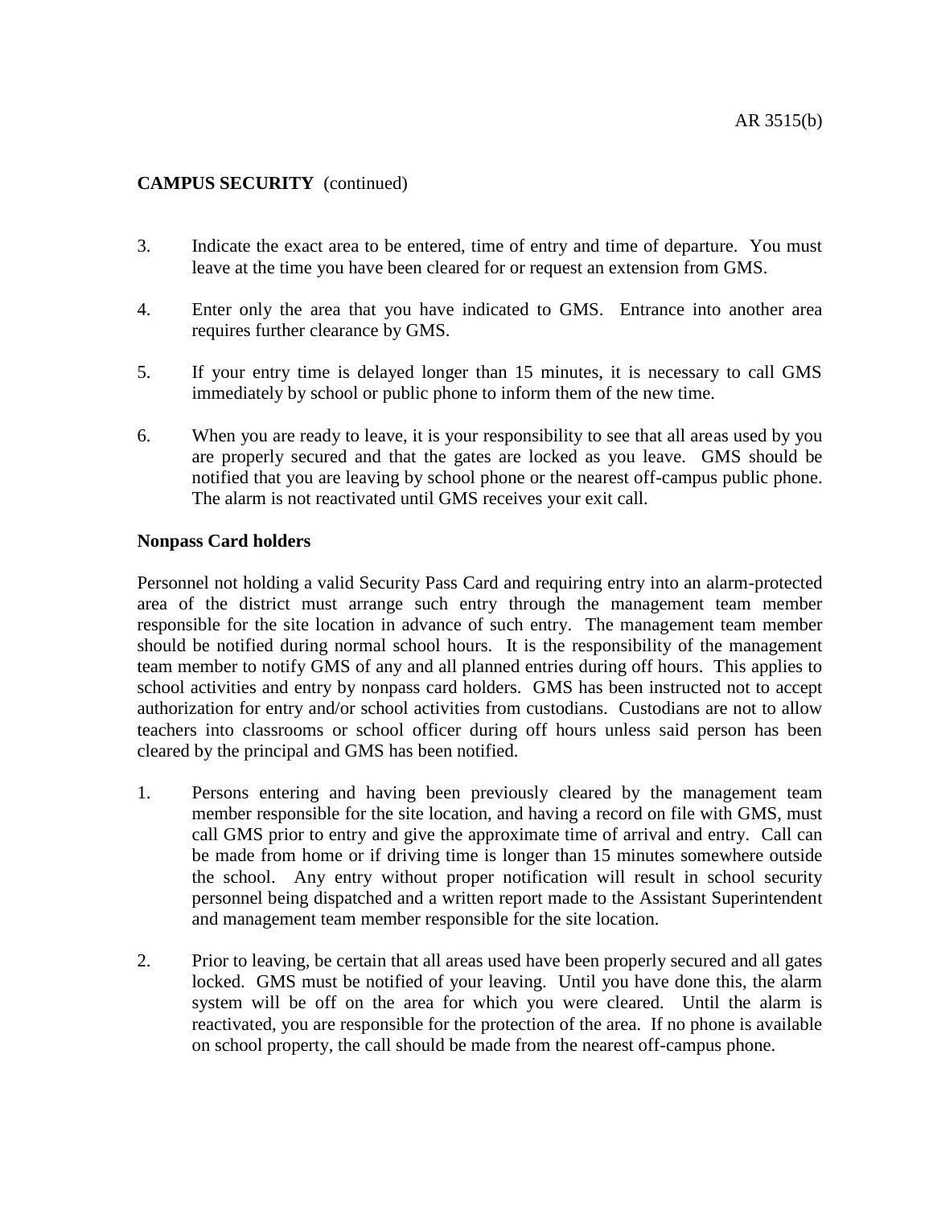**CAMPUS SECURITY** (continued)

3. Indicate the exact area to be entered, time of entry and time of departure. You must leave at the time you have been cleared for or request an extension from GMS.

4. Enter only the area that you have indicated to GMS. Entrance into another area requires further clearance by GMS.

5. If your entry time is delayed longer than 15 minutes, it is necessary to call GMS immediately by school or public phone to inform them of the new time.

6. When you are ready to leave, it is your responsibility to see that all areas used by you are properly secured and that the gates are locked as you leave. GMS should be notified that you are leaving by school phone or the nearest off-campus public phone. The alarm is not reactivated until GMS receives your exit call.

**Nonpass Card holders**

Personnel not holding a valid Security Pass Card and requiring entry into an alarm-protected area of the district must arrange such entry through the management team member responsible for the site location in advance of such entry. The management team member should be notified during normal school hours. It is the responsibility of the management team member to notify GMS of any and all planned entries during off hours. This applies to school activities and entry by nonpass card holders. GMS has been instructed not to accept authorization for entry and/or school activities from custodians. Custodians are not to allow teachers into classrooms or school officer during off hours unless said person has been cleared by the principal and GMS has been notified.

1. Persons entering and having been previously cleared by the management team member responsible for the site location, and having a record on file with GMS, must call GMS prior to entry and give the approximate time of arrival and entry. Call can be made from home or if driving time is longer than 15 minutes somewhere outside the school. Any entry without proper notification will result in school security personnel being dispatched and a written report made to the Assistant Superintendent and management team member responsible for the site location.

2. Prior to leaving, be certain that all areas used have been properly secured and all gates locked. GMS must be notified of your leaving. Until you have done this, the alarm system will be off on the area for which you were cleared. Until the alarm is reactivated, you are responsible for the protection of the area. If no phone is available on school property, the call should be made from the nearest off-campus phone.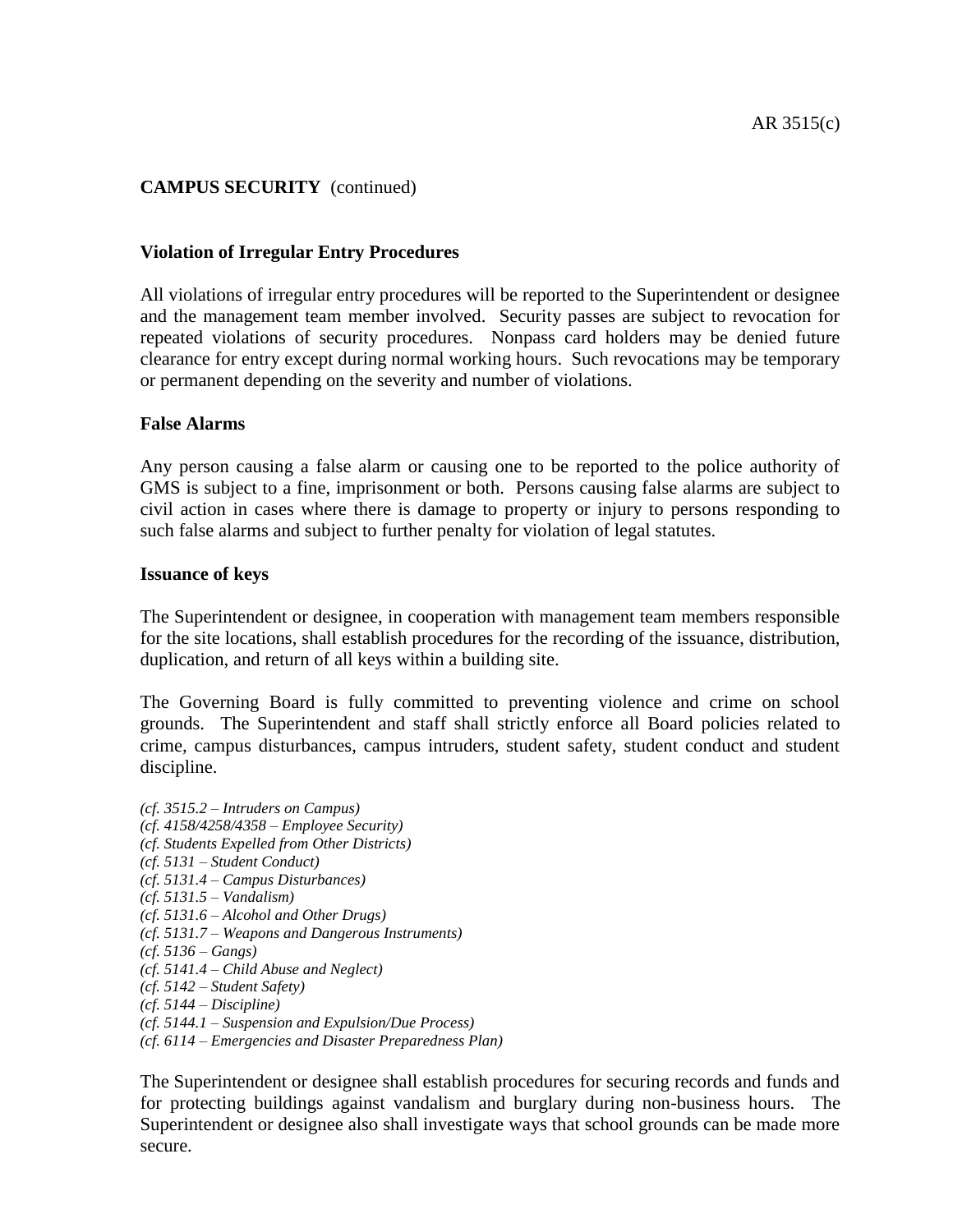**CAMPUS SECURITY** (continued)

**Violation of Irregular Entry Procedures**

All violations of irregular entry procedures will be reported to the Superintendent or designee and the management team member involved. Security passes are subject to revocation for repeated violations of security procedures. Nonpass card holders may be denied future clearance for entry except during normal working hours. Such revocations may be temporary or permanent depending on the severity and number of violations.

**False Alarms**

Any person causing a false alarm or causing one to be reported to the police authority of GMS is subject to a fine, imprisonment or both. Persons causing false alarms are subject to civil action in cases where there is damage to property or injury to persons responding to such false alarms and subject to further penalty for violation of legal statutes.

**Issuance of keys**

The Superintendent or designee, in cooperation with management team members responsible for the site locations, shall establish procedures for the recording of the issuance, distribution, duplication, and return of all keys within a building site.

The Governing Board is fully committed to preventing violence and crime on school grounds. The Superintendent and staff shall strictly enforce all Board policies related to crime, campus disturbances, campus intruders, student safety, student conduct and student discipline.

*(cf. 3515.2 – Intruders on Campus)*
*(cf. 4158/4258/4358 – Employee Security)*
*(cf. Students Expelled from Other Districts)*
*(cf. 5131 – Student Conduct)*
*(cf. 5131.4 – Campus Disturbances)*
*(cf. 5131.5 – Vandalism)*
*(cf. 5131.6 – Alcohol and Other Drugs)*
*(cf. 5131.7 – Weapons and Dangerous Instruments)*
*(cf. 5136 – Gangs)*
*(cf. 5141.4 – Child Abuse and Neglect)*
*(cf. 5142 – Student Safety)*
*(cf. 5144 – Discipline)*
*(cf. 5144.1 – Suspension and Expulsion/Due Process)*
*(cf. 6114 – Emergencies and Disaster Preparedness Plan)*

The Superintendent or designee shall establish procedures for securing records and funds and for protecting buildings against vandalism and burglary during non-business hours. The Superintendent or designee also shall investigate ways that school grounds can be made more secure.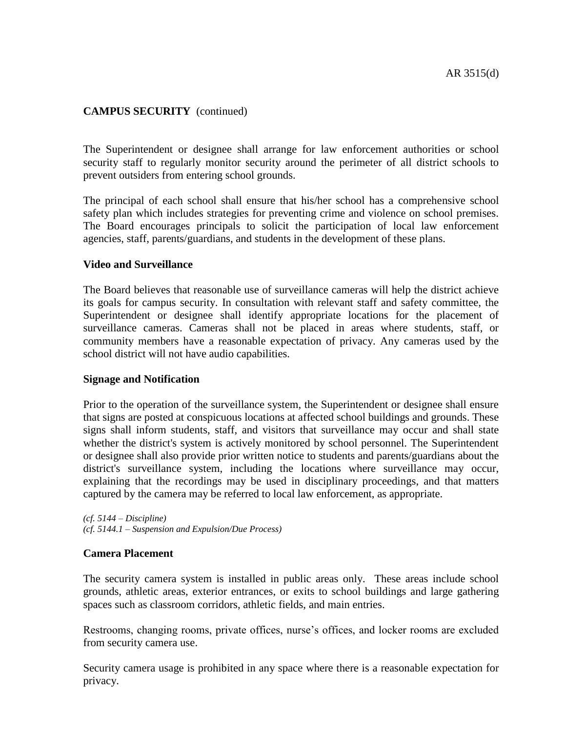**CAMPUS SECURITY** (continued)

The Superintendent or designee shall arrange for law enforcement authorities or school security staff to regularly monitor security around the perimeter of all district schools to prevent outsiders from entering school grounds.

The principal of each school shall ensure that his/her school has a comprehensive school safety plan which includes strategies for preventing crime and violence on school premises. The Board encourages principals to solicit the participation of local law enforcement agencies, staff, parents/guardians, and students in the development of these plans.

**Video and Surveillance**

The Board believes that reasonable use of surveillance cameras will help the district achieve its goals for campus security. In consultation with relevant staff and safety committee, the Superintendent or designee shall identify appropriate locations for the placement of surveillance cameras. Cameras shall not be placed in areas where students, staff, or community members have a reasonable expectation of privacy. Any cameras used by the school district will not have audio capabilities.

**Signage and Notification**

Prior to the operation of the surveillance system, the Superintendent or designee shall ensure that signs are posted at conspicuous locations at affected school buildings and grounds. These signs shall inform students, staff, and visitors that surveillance may occur and shall state whether the district's system is actively monitored by school personnel. The Superintendent or designee shall also provide prior written notice to students and parents/guardians about the district's surveillance system, including the locations where surveillance may occur, explaining that the recordings may be used in disciplinary proceedings, and that matters captured by the camera may be referred to local law enforcement, as appropriate.

*(cf. 5144 – Discipline)*
*(cf. 5144.1 – Suspension and Expulsion/Due Process)*

**Camera Placement**

The security camera system is installed in public areas only. These areas include school grounds, athletic areas, exterior entrances, or exits to school buildings and large gathering spaces such as classroom corridors, athletic fields, and main entries.

Restrooms, changing rooms, private offices, nurse's offices, and locker rooms are excluded from security camera use.

Security camera usage is prohibited in any space where there is a reasonable expectation for privacy.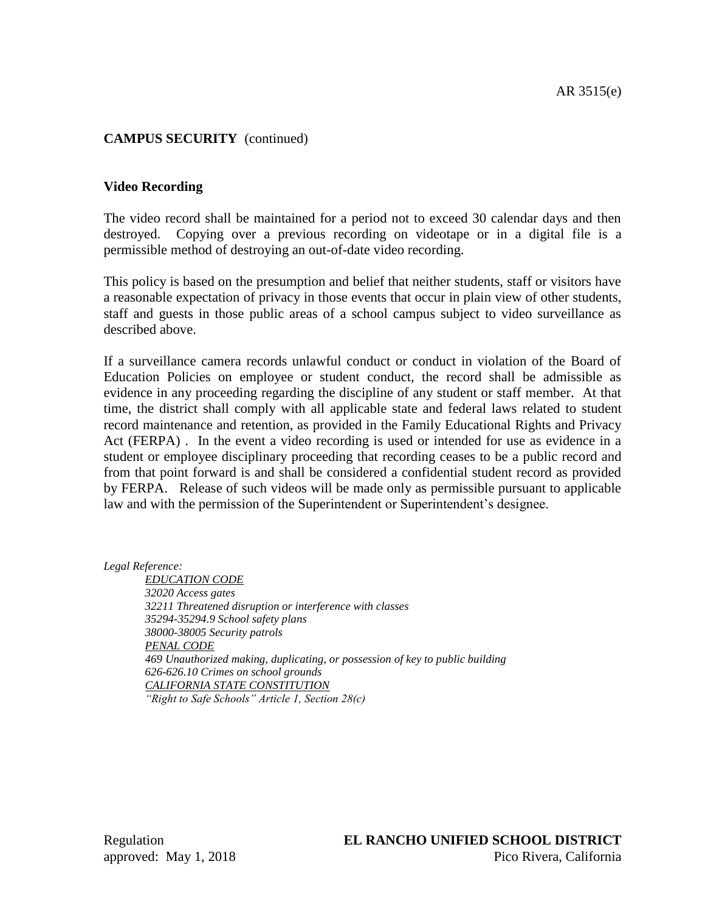**CAMPUS SECURITY** (continued)

**Video Recording**

The video record shall be maintained for a period not to exceed 30 calendar days and then destroyed. Copying over a previous recording on videotape or in a digital file is a permissible method of destroying an out-of-date video recording.

This policy is based on the presumption and belief that neither students, staff or visitors have a reasonable expectation of privacy in those events that occur in plain view of other students, staff and guests in those public areas of a school campus subject to video surveillance as described above.

If a surveillance camera records unlawful conduct or conduct in violation of the Board of Education Policies on employee or student conduct, the record shall be admissible as evidence in any proceeding regarding the discipline of any student or staff member. At that time, the district shall comply with all applicable state and federal laws related to student record maintenance and retention, as provided in the Family Educational Rights and Privacy Act (FERPA) . In the event a video recording is used or intended for use as evidence in a student or employee disciplinary proceeding that recording ceases to be a public record and from that point forward is and shall be considered a confidential student record as provided by FERPA. Release of such videos will be made only as permissible pursuant to applicable law and with the permission of the Superintendent or Superintendent's designee.

*Legal Reference:*

*EDUCATION CODE*
*32020 Access gates*
*32211 Threatened disruption or interference with classes*
*35294-35294.9 School safety plans*
*38000-38005 Security patrols*
*PENAL CODE*
*469 Unauthorized making, duplicating, or possession of key to public building*
*626-626.10 Crimes on school grounds*
*CALIFORNIA STATE CONSTITUTION*
*"Right to Safe Schools" Article 1, Section 28(c)*

Regulation approved: May 1, 2018

**EL RANCHO UNIFIED SCHOOL DISTRICT**
Pico Rivera, California